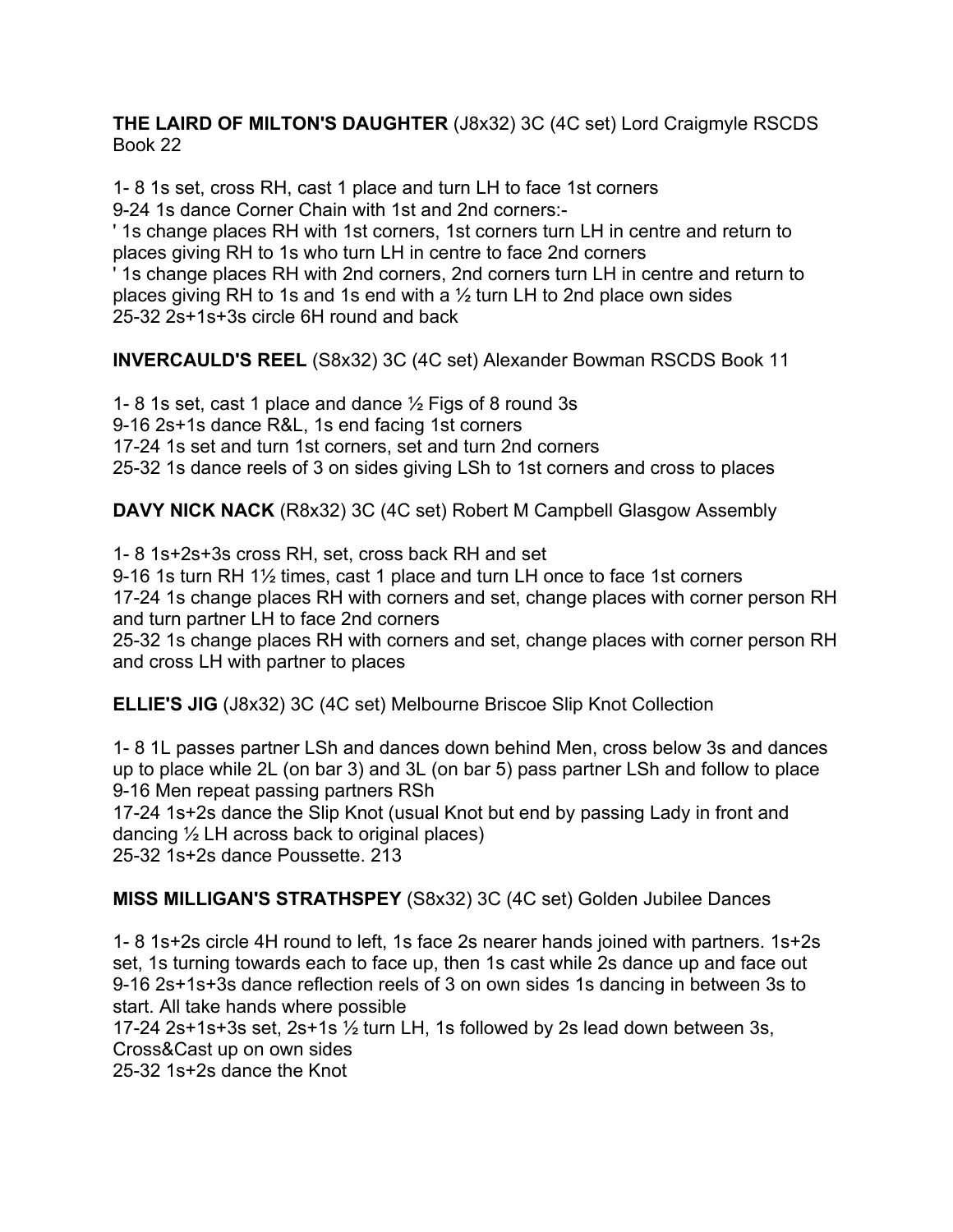**THE LAIRD OF MILTON'S DAUGHTER** (J8x32) 3C (4C set) Lord Craigmyle RSCDS Book 22

1- 8 1s set, cross RH, cast 1 place and turn LH to face 1st corners
9-24 1s dance Corner Chain with 1st and 2nd corners:-
' 1s change places RH with 1st corners, 1st corners turn LH in centre and return to places giving RH to 1s who turn LH in centre to face 2nd corners
' 1s change places RH with 2nd corners, 2nd corners turn LH in centre and return to places giving RH to 1s and 1s end with a ½ turn LH to 2nd place own sides
25-32 2s+1s+3s circle 6H round and back

**INVERCAULD'S REEL** (S8x32) 3C (4C set) Alexander Bowman RSCDS Book 11

1- 8 1s set, cast 1 place and dance ½ Figs of 8 round 3s
9-16 2s+1s dance R&L, 1s end facing 1st corners
17-24 1s set and turn 1st corners, set and turn 2nd corners
25-32 1s dance reels of 3 on sides giving LSh to 1st corners and cross to places

**DAVY NICK NACK** (R8x32) 3C (4C set) Robert M Campbell Glasgow Assembly

1- 8 1s+2s+3s cross RH, set, cross back RH and set
9-16 1s turn RH 1½ times, cast 1 place and turn LH once to face 1st corners
17-24 1s change places RH with corners and set, change places with corner person RH and turn partner LH to face 2nd corners
25-32 1s change places RH with corners and set, change places with corner person RH and cross LH with partner to places

**ELLIE'S JIG** (J8x32) 3C (4C set) Melbourne Briscoe Slip Knot Collection

1- 8 1L passes partner LSh and dances down behind Men, cross below 3s and dances up to place while 2L (on bar 3) and 3L (on bar 5) pass partner LSh and follow to place
9-16 Men repeat passing partners RSh
17-24 1s+2s dance the Slip Knot (usual Knot but end by passing Lady in front and dancing ½ LH across back to original places)
25-32 1s+2s dance Poussette. 213

**MISS MILLIGAN'S STRATHSPEY** (S8x32) 3C (4C set) Golden Jubilee Dances

1- 8 1s+2s circle 4H round to left, 1s face 2s nearer hands joined with partners. 1s+2s set, 1s turning towards each to face up, then 1s cast while 2s dance up and face out
9-16 2s+1s+3s dance reflection reels of 3 on own sides 1s dancing in between 3s to start. All take hands where possible
17-24 2s+1s+3s set, 2s+1s ½ turn LH, 1s followed by 2s lead down between 3s, Cross&Cast up on own sides
25-32 1s+2s dance the Knot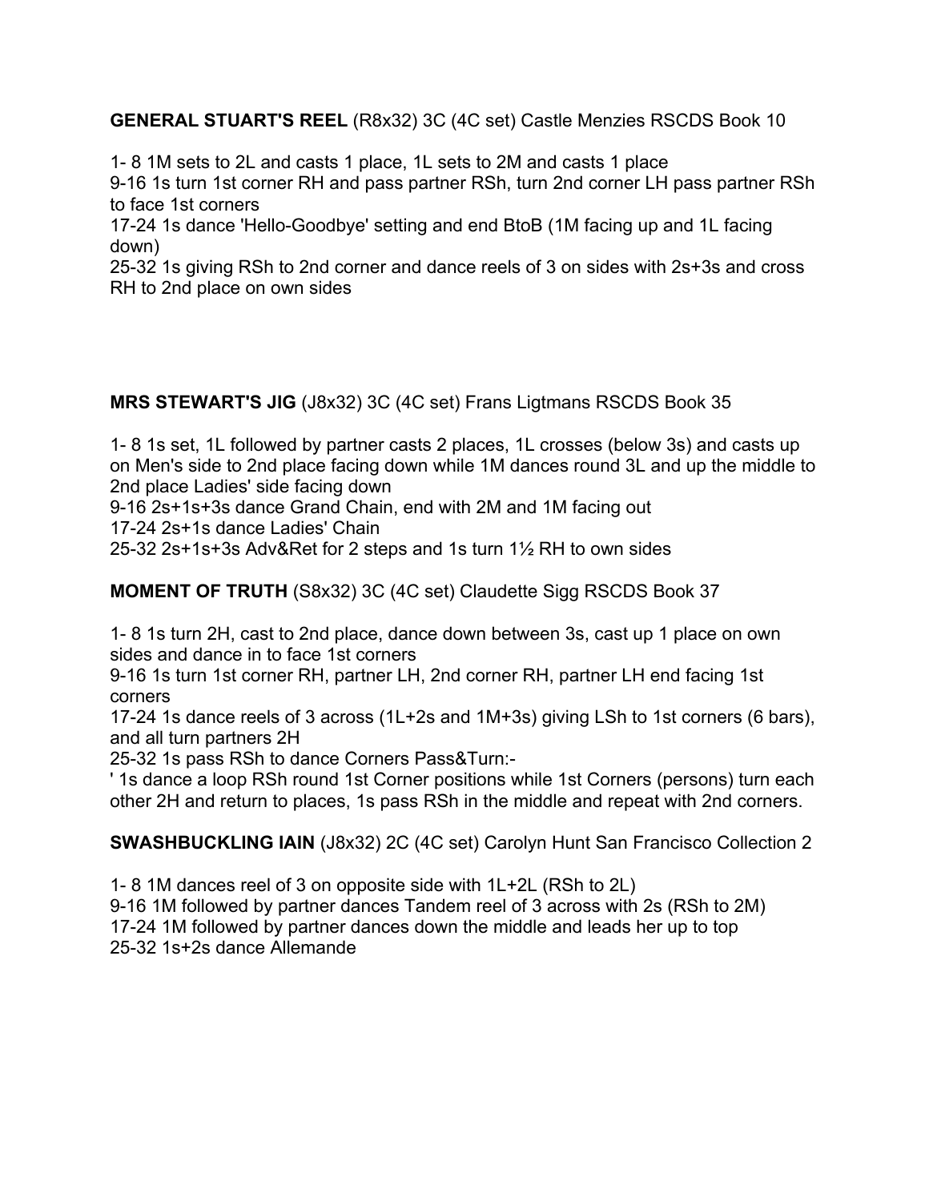**GENERAL STUART'S REEL** (R8x32) 3C (4C set) Castle Menzies RSCDS Book 10

1- 8 1M sets to 2L and casts 1 place, 1L sets to 2M and casts 1 place
9-16 1s turn 1st corner RH and pass partner RSh, turn 2nd corner LH pass partner RSh to face 1st corners
17-24 1s dance 'Hello-Goodbye' setting and end BtoB (1M facing up and 1L facing down)
25-32 1s giving RSh to 2nd corner and dance reels of 3 on sides with 2s+3s and cross RH to 2nd place on own sides

**MRS STEWART'S JIG** (J8x32) 3C (4C set) Frans Ligtmans RSCDS Book 35

1- 8 1s set, 1L followed by partner casts 2 places, 1L crosses (below 3s) and casts up on Men's side to 2nd place facing down while 1M dances round 3L and up the middle to 2nd place Ladies' side facing down
9-16 2s+1s+3s dance Grand Chain, end with 2M and 1M facing out
17-24 2s+1s dance Ladies' Chain
25-32 2s+1s+3s Adv&Ret for 2 steps and 1s turn 1½ RH to own sides

**MOMENT OF TRUTH** (S8x32) 3C (4C set) Claudette Sigg RSCDS Book 37

1- 8 1s turn 2H, cast to 2nd place, dance down between 3s, cast up 1 place on own sides and dance in to face 1st corners
9-16 1s turn 1st corner RH, partner LH, 2nd corner RH, partner LH end facing 1st corners
17-24 1s dance reels of 3 across (1L+2s and 1M+3s) giving LSh to 1st corners (6 bars), and all turn partners 2H
25-32 1s pass RSh to dance Corners Pass&Turn:-
' 1s dance a loop RSh round 1st Corner positions while 1st Corners (persons) turn each other 2H and return to places, 1s pass RSh in the middle and repeat with 2nd corners.

**SWASHBUCKLING IAIN** (J8x32) 2C (4C set) Carolyn Hunt San Francisco Collection 2

1- 8 1M dances reel of 3 on opposite side with 1L+2L (RSh to 2L)
9-16 1M followed by partner dances Tandem reel of 3 across with 2s (RSh to 2M)
17-24 1M followed by partner dances down the middle and leads her up to top
25-32 1s+2s dance Allemande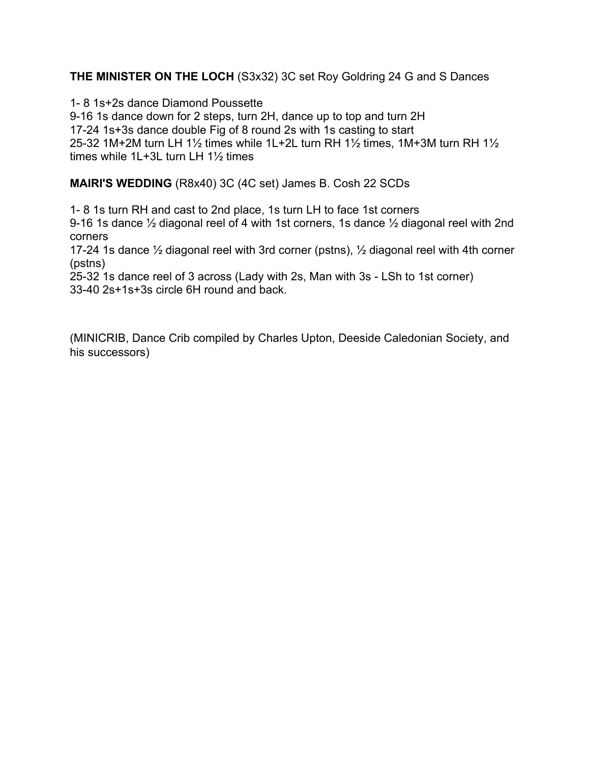**THE MINISTER ON THE LOCH** (S3x32) 3C set Roy Goldring 24 G and S Dances

1- 8 1s+2s dance Diamond Poussette
9-16 1s dance down for 2 steps, turn 2H, dance up to top and turn 2H
17-24 1s+3s dance double Fig of 8 round 2s with 1s casting to start
25-32 1M+2M turn LH 1½ times while 1L+2L turn RH 1½ times, 1M+3M turn RH 1½ times while 1L+3L turn LH 1½ times

**MAIRI'S WEDDING** (R8x40) 3C (4C set) James B. Cosh 22 SCDs

1- 8 1s turn RH and cast to 2nd place, 1s turn LH to face 1st corners
9-16 1s dance ½ diagonal reel of 4 with 1st corners, 1s dance ½ diagonal reel with 2nd corners
17-24 1s dance ½ diagonal reel with 3rd corner (pstns), ½ diagonal reel with 4th corner (pstns)
25-32 1s dance reel of 3 across (Lady with 2s, Man with 3s - LSh to 1st corner)
33-40 2s+1s+3s circle 6H round and back.

(MINICRIB, Dance Crib compiled by Charles Upton, Deeside Caledonian Society, and his successors)